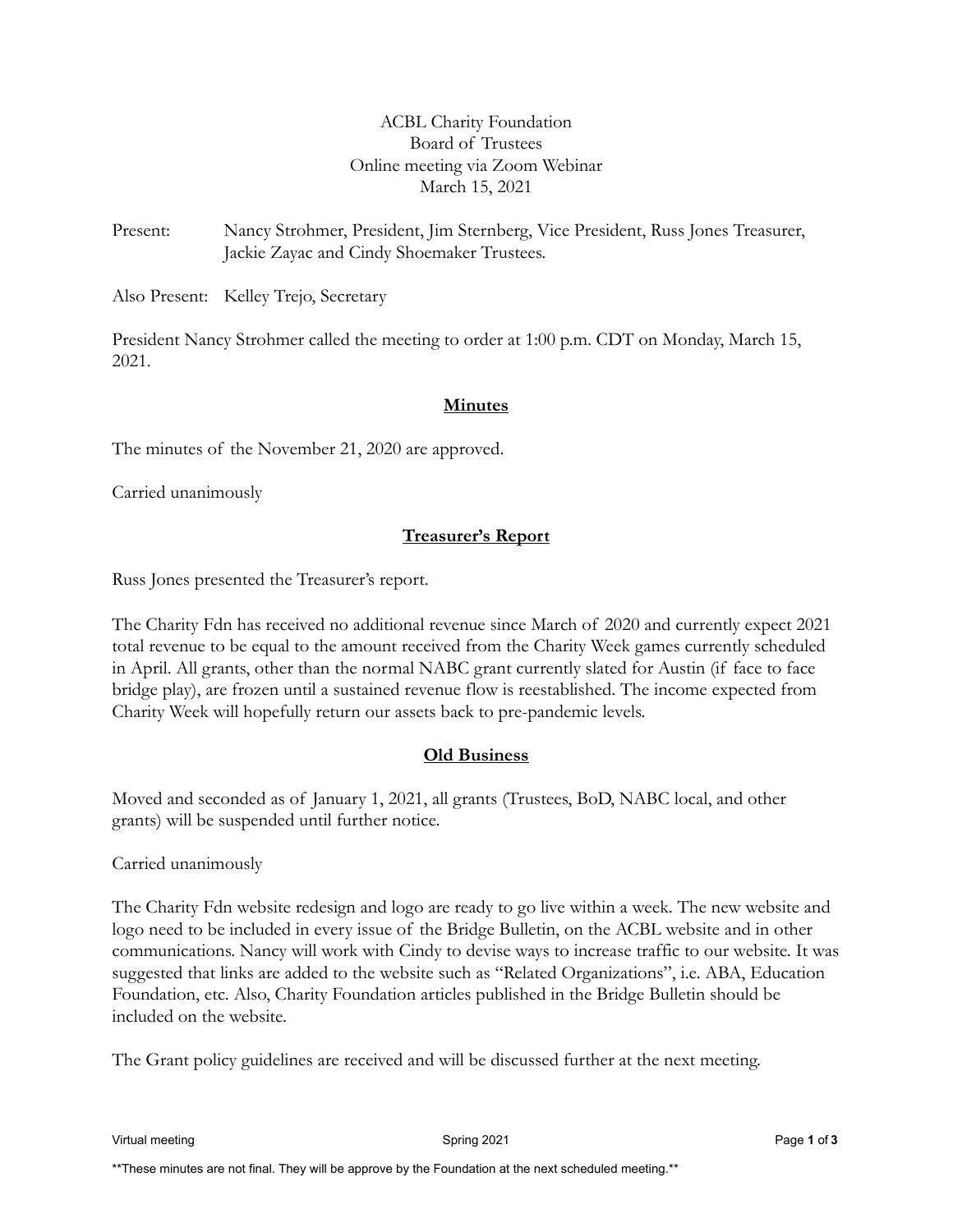ACBL Charity Foundation
Board of Trustees
Online meeting via Zoom Webinar
March 15, 2021

Present: Nancy Strohmer, President, Jim Sternberg, Vice President, Russ Jones Treasurer, Jackie Zayac and Cindy Shoemaker Trustees.

Also Present: Kelley Trejo, Secretary

President Nancy Strohmer called the meeting to order at 1:00 p.m. CDT on Monday, March 15, 2021.

## Minutes

The minutes of the November 21, 2020 are approved.

Carried unanimously

## Treasurer's Report

Russ Jones presented the Treasurer's report.

The Charity Fdn has received no additional revenue since March of 2020 and currently expect 2021 total revenue to be equal to the amount received from the Charity Week games currently scheduled in April. All grants, other than the normal NABC grant currently slated for Austin (if face to face bridge play), are frozen until a sustained revenue flow is reestablished. The income expected from Charity Week will hopefully return our assets back to pre-pandemic levels.

## Old Business

Moved and seconded as of January 1, 2021, all grants (Trustees, BoD, NABC local, and other grants) will be suspended until further notice.

Carried unanimously

The Charity Fdn website redesign and logo are ready to go live within a week. The new website and logo need to be included in every issue of the Bridge Bulletin, on the ACBL website and in other communications. Nancy will work with Cindy to devise ways to increase traffic to our website. It was suggested that links are added to the website such as "Related Organizations", i.e. ABA, Education Foundation, etc. Also, Charity Foundation articles published in the Bridge Bulletin should be included on the website.

The Grant policy guidelines are received and will be discussed further at the next meeting.

**These minutes are not final. They will be approve by the Foundation at the next scheduled meeting.**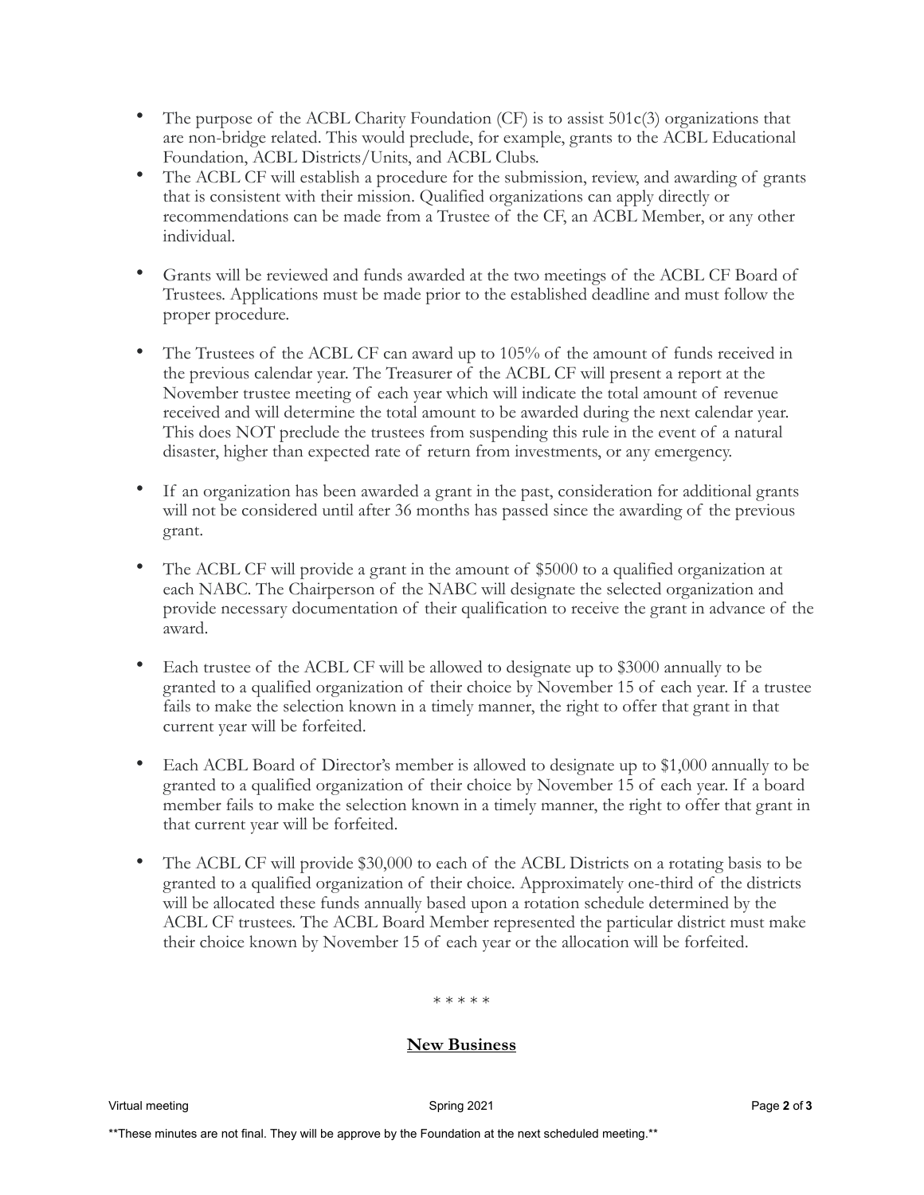- The purpose of the ACBL Charity Foundation (CF) is to assist 501c(3) organizations that are non-bridge related. This would preclude, for example, grants to the ACBL Educational Foundation, ACBL Districts/Units, and ACBL Clubs.
- The ACBL CF will establish a procedure for the submission, review, and awarding of grants that is consistent with their mission. Qualified organizations can apply directly or recommendations can be made from a Trustee of the CF, an ACBL Member, or any other individual.
- Grants will be reviewed and funds awarded at the two meetings of the ACBL CF Board of Trustees. Applications must be made prior to the established deadline and must follow the proper procedure.
- The Trustees of the ACBL CF can award up to 105% of the amount of funds received in the previous calendar year. The Treasurer of the ACBL CF will present a report at the November trustee meeting of each year which will indicate the total amount of revenue received and will determine the total amount to be awarded during the next calendar year. This does NOT preclude the trustees from suspending this rule in the event of a natural disaster, higher than expected rate of return from investments, or any emergency.
- If an organization has been awarded a grant in the past, consideration for additional grants will not be considered until after 36 months has passed since the awarding of the previous grant.
- The ACBL CF will provide a grant in the amount of $5000 to a qualified organization at each NABC. The Chairperson of the NABC will designate the selected organization and provide necessary documentation of their qualification to receive the grant in advance of the award.
- Each trustee of the ACBL CF will be allowed to designate up to $3000 annually to be granted to a qualified organization of their choice by November 15 of each year. If a trustee fails to make the selection known in a timely manner, the right to offer that grant in that current year will be forfeited.
- Each ACBL Board of Director's member is allowed to designate up to $1,000 annually to be granted to a qualified organization of their choice by November 15 of each year. If a board member fails to make the selection known in a timely manner, the right to offer that grant in that current year will be forfeited.
- The ACBL CF will provide $30,000 to each of the ACBL Districts on a rotating basis to be granted to a qualified organization of their choice. Approximately one-third of the districts will be allocated these funds annually based upon a rotation schedule determined by the ACBL CF trustees. The ACBL Board Member represented the particular district must make their choice known by November 15 of each year or the allocation will be forfeited.

\* \* \* \* \*

## New Business

**These minutes are not final. They will be approve by the Foundation at the next scheduled meeting.**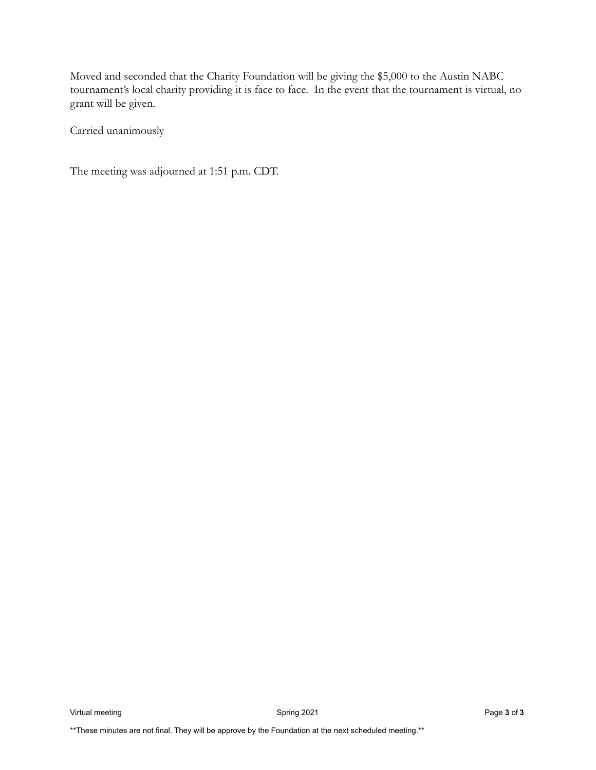Moved and seconded that the Charity Foundation will be giving the $5,000 to the Austin NABC tournament's local charity providing it is face to face. In the event that the tournament is virtual, no grant will be given.

Carried unanimously

The meeting was adjourned at 1:51 p.m. CDT.

**These minutes are not final. They will be approve by the Foundation at the next scheduled meeting.**